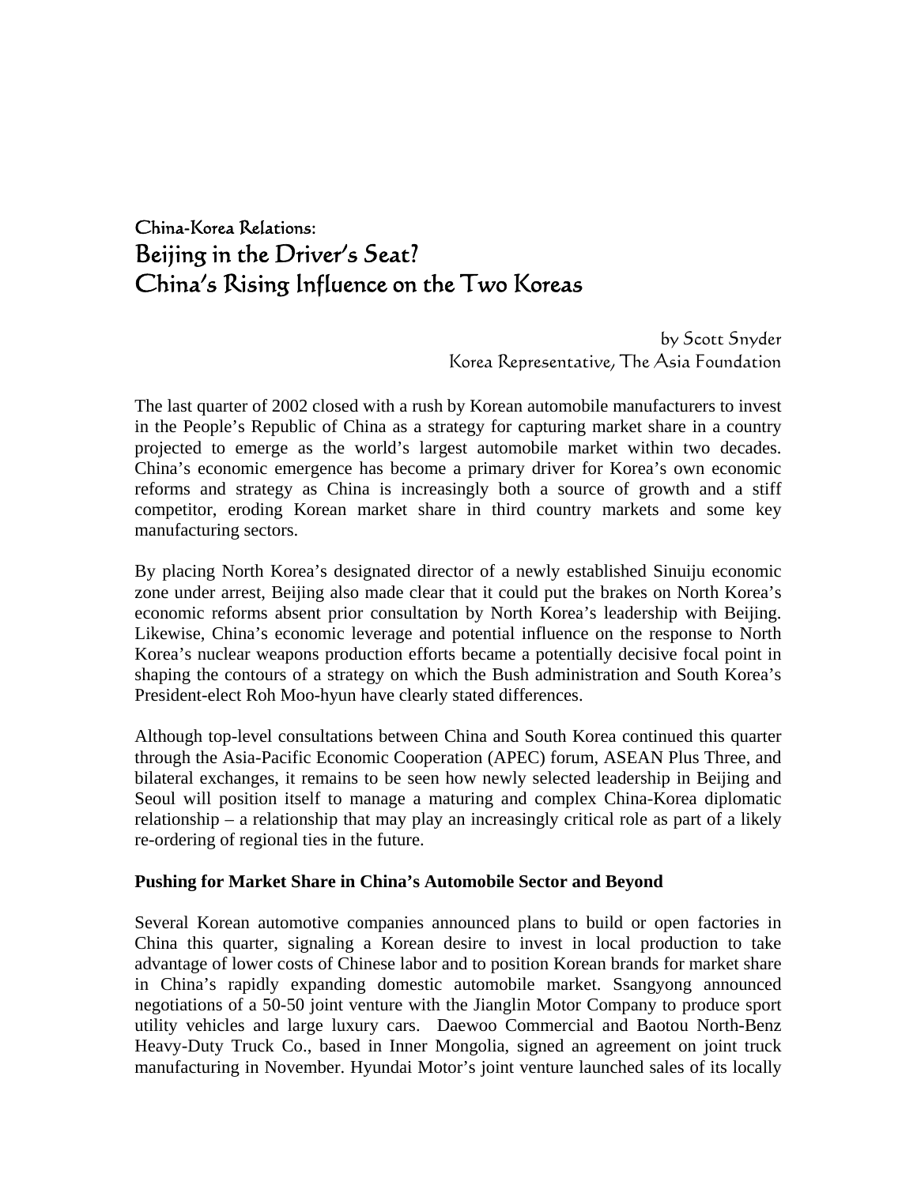# China-Korea Relations:
# Beijing in the Driver's Seat?
# China's Rising Influence on the Two Koreas

by Scott Snyder
Korea Representative, The Asia Foundation

The last quarter of 2002 closed with a rush by Korean automobile manufacturers to invest in the People's Republic of China as a strategy for capturing market share in a country projected to emerge as the world's largest automobile market within two decades. China's economic emergence has become a primary driver for Korea's own economic reforms and strategy as China is increasingly both a source of growth and a stiff competitor, eroding Korean market share in third country markets and some key manufacturing sectors.

By placing North Korea's designated director of a newly established Sinuiju economic zone under arrest, Beijing also made clear that it could put the brakes on North Korea's economic reforms absent prior consultation by North Korea's leadership with Beijing. Likewise, China's economic leverage and potential influence on the response to North Korea's nuclear weapons production efforts became a potentially decisive focal point in shaping the contours of a strategy on which the Bush administration and South Korea's President-elect Roh Moo-hyun have clearly stated differences.

Although top-level consultations between China and South Korea continued this quarter through the Asia-Pacific Economic Cooperation (APEC) forum, ASEAN Plus Three, and bilateral exchanges, it remains to be seen how newly selected leadership in Beijing and Seoul will position itself to manage a maturing and complex China-Korea diplomatic relationship – a relationship that may play an increasingly critical role as part of a likely re-ordering of regional ties in the future.

**Pushing for Market Share in China's Automobile Sector and Beyond**

Several Korean automotive companies announced plans to build or open factories in China this quarter, signaling a Korean desire to invest in local production to take advantage of lower costs of Chinese labor and to position Korean brands for market share in China's rapidly expanding domestic automobile market. Ssangyong announced negotiations of a 50-50 joint venture with the Jianglin Motor Company to produce sport utility vehicles and large luxury cars. Daewoo Commercial and Baotou North-Benz Heavy-Duty Truck Co., based in Inner Mongolia, signed an agreement on joint truck manufacturing in November. Hyundai Motor's joint venture launched sales of its locally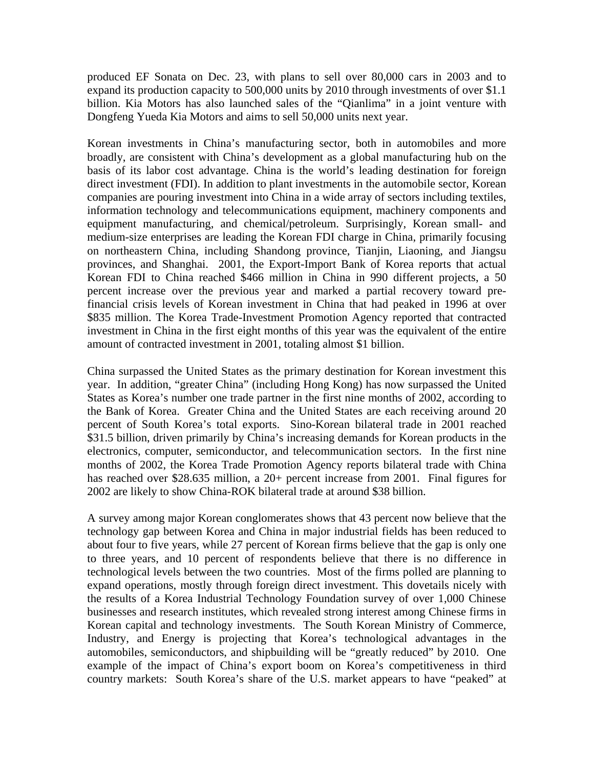produced EF Sonata on Dec. 23, with plans to sell over 80,000 cars in 2003 and to expand its production capacity to 500,000 units by 2010 through investments of over $1.1 billion. Kia Motors has also launched sales of the "Qianlima" in a joint venture with Dongfeng Yueda Kia Motors and aims to sell 50,000 units next year.

Korean investments in China's manufacturing sector, both in automobiles and more broadly, are consistent with China's development as a global manufacturing hub on the basis of its labor cost advantage. China is the world's leading destination for foreign direct investment (FDI). In addition to plant investments in the automobile sector, Korean companies are pouring investment into China in a wide array of sectors including textiles, information technology and telecommunications equipment, machinery components and equipment manufacturing, and chemical/petroleum. Surprisingly, Korean small- and medium-size enterprises are leading the Korean FDI charge in China, primarily focusing on northeastern China, including Shandong province, Tianjin, Liaoning, and Jiangsu provinces, and Shanghai. 2001, the Export-Import Bank of Korea reports that actual Korean FDI to China reached $466 million in China in 990 different projects, a 50 percent increase over the previous year and marked a partial recovery toward pre-financial crisis levels of Korean investment in China that had peaked in 1996 at over $835 million. The Korea Trade-Investment Promotion Agency reported that contracted investment in China in the first eight months of this year was the equivalent of the entire amount of contracted investment in 2001, totaling almost $1 billion.

China surpassed the United States as the primary destination for Korean investment this year. In addition, "greater China" (including Hong Kong) has now surpassed the United States as Korea's number one trade partner in the first nine months of 2002, according to the Bank of Korea. Greater China and the United States are each receiving around 20 percent of South Korea's total exports. Sino-Korean bilateral trade in 2001 reached $31.5 billion, driven primarily by China's increasing demands for Korean products in the electronics, computer, semiconductor, and telecommunication sectors. In the first nine months of 2002, the Korea Trade Promotion Agency reports bilateral trade with China has reached over $28.635 million, a 20+ percent increase from 2001. Final figures for 2002 are likely to show China-ROK bilateral trade at around $38 billion.

A survey among major Korean conglomerates shows that 43 percent now believe that the technology gap between Korea and China in major industrial fields has been reduced to about four to five years, while 27 percent of Korean firms believe that the gap is only one to three years, and 10 percent of respondents believe that there is no difference in technological levels between the two countries. Most of the firms polled are planning to expand operations, mostly through foreign direct investment. This dovetails nicely with the results of a Korea Industrial Technology Foundation survey of over 1,000 Chinese businesses and research institutes, which revealed strong interest among Chinese firms in Korean capital and technology investments. The South Korean Ministry of Commerce, Industry, and Energy is projecting that Korea's technological advantages in the automobiles, semiconductors, and shipbuilding will be "greatly reduced" by 2010. One example of the impact of China's export boom on Korea's competitiveness in third country markets: South Korea's share of the U.S. market appears to have "peaked" at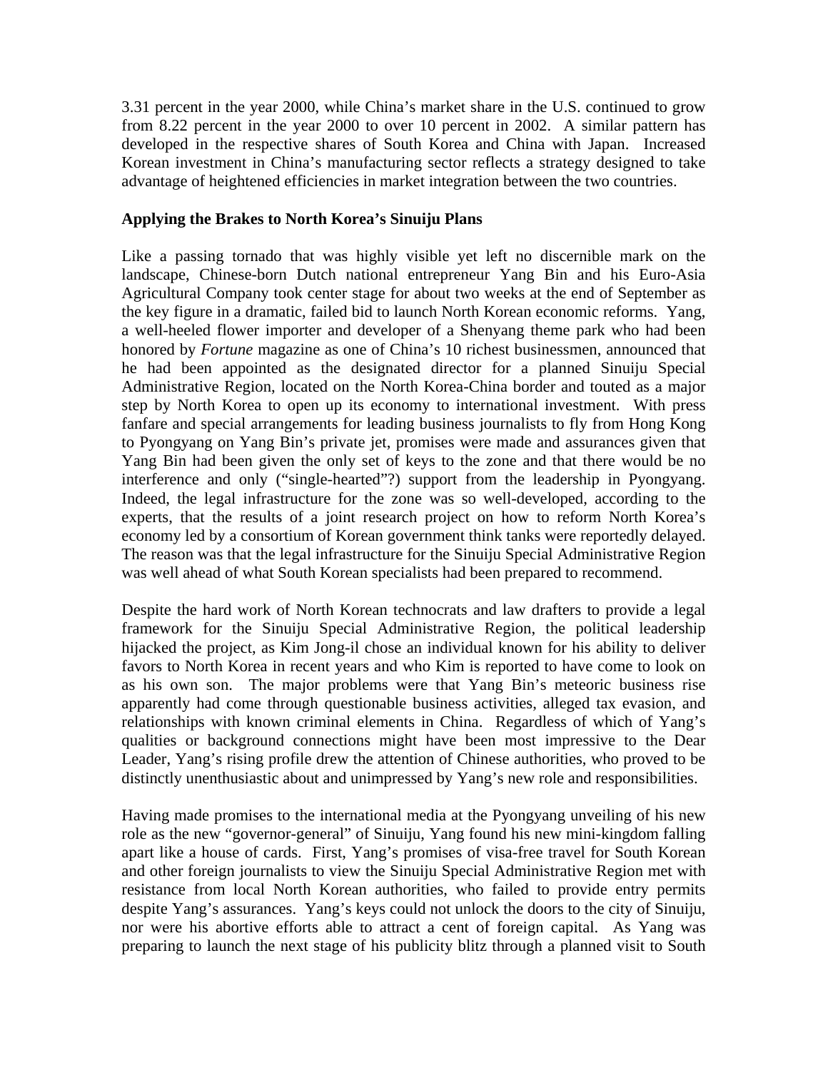3.31 percent in the year 2000, while China's market share in the U.S. continued to grow from 8.22 percent in the year 2000 to over 10 percent in 2002. A similar pattern has developed in the respective shares of South Korea and China with Japan. Increased Korean investment in China's manufacturing sector reflects a strategy designed to take advantage of heightened efficiencies in market integration between the two countries.

**Applying the Brakes to North Korea's Sinuiju Plans**

Like a passing tornado that was highly visible yet left no discernible mark on the landscape, Chinese-born Dutch national entrepreneur Yang Bin and his Euro-Asia Agricultural Company took center stage for about two weeks at the end of September as the key figure in a dramatic, failed bid to launch North Korean economic reforms. Yang, a well-heeled flower importer and developer of a Shenyang theme park who had been honored by *Fortune* magazine as one of China's 10 richest businessmen, announced that he had been appointed as the designated director for a planned Sinuiju Special Administrative Region, located on the North Korea-China border and touted as a major step by North Korea to open up its economy to international investment. With press fanfare and special arrangements for leading business journalists to fly from Hong Kong to Pyongyang on Yang Bin's private jet, promises were made and assurances given that Yang Bin had been given the only set of keys to the zone and that there would be no interference and only ("single-hearted"?) support from the leadership in Pyongyang. Indeed, the legal infrastructure for the zone was so well-developed, according to the experts, that the results of a joint research project on how to reform North Korea's economy led by a consortium of Korean government think tanks were reportedly delayed. The reason was that the legal infrastructure for the Sinuiju Special Administrative Region was well ahead of what South Korean specialists had been prepared to recommend.

Despite the hard work of North Korean technocrats and law drafters to provide a legal framework for the Sinuiju Special Administrative Region, the political leadership hijacked the project, as Kim Jong-il chose an individual known for his ability to deliver favors to North Korea in recent years and who Kim is reported to have come to look on as his own son. The major problems were that Yang Bin's meteoric business rise apparently had come through questionable business activities, alleged tax evasion, and relationships with known criminal elements in China. Regardless of which of Yang's qualities or background connections might have been most impressive to the Dear Leader, Yang's rising profile drew the attention of Chinese authorities, who proved to be distinctly unenthusiastic about and unimpressed by Yang's new role and responsibilities.

Having made promises to the international media at the Pyongyang unveiling of his new role as the new "governor-general" of Sinuiju, Yang found his new mini-kingdom falling apart like a house of cards. First, Yang's promises of visa-free travel for South Korean and other foreign journalists to view the Sinuiju Special Administrative Region met with resistance from local North Korean authorities, who failed to provide entry permits despite Yang's assurances. Yang's keys could not unlock the doors to the city of Sinuiju, nor were his abortive efforts able to attract a cent of foreign capital. As Yang was preparing to launch the next stage of his publicity blitz through a planned visit to South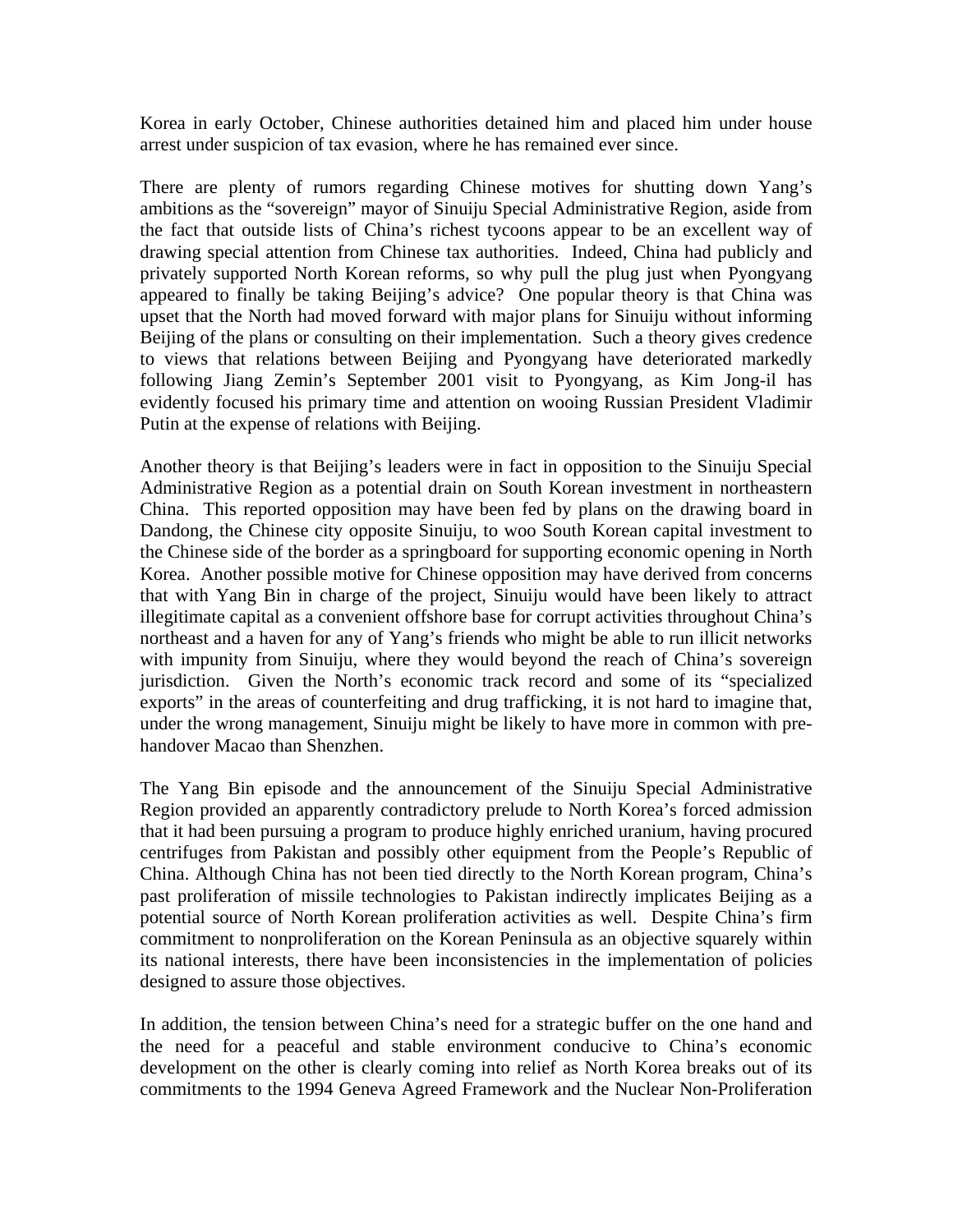Korea in early October, Chinese authorities detained him and placed him under house arrest under suspicion of tax evasion, where he has remained ever since.

There are plenty of rumors regarding Chinese motives for shutting down Yang's ambitions as the "sovereign" mayor of Sinuiju Special Administrative Region, aside from the fact that outside lists of China's richest tycoons appear to be an excellent way of drawing special attention from Chinese tax authorities. Indeed, China had publicly and privately supported North Korean reforms, so why pull the plug just when Pyongyang appeared to finally be taking Beijing's advice? One popular theory is that China was upset that the North had moved forward with major plans for Sinuiju without informing Beijing of the plans or consulting on their implementation. Such a theory gives credence to views that relations between Beijing and Pyongyang have deteriorated markedly following Jiang Zemin's September 2001 visit to Pyongyang, as Kim Jong-il has evidently focused his primary time and attention on wooing Russian President Vladimir Putin at the expense of relations with Beijing.

Another theory is that Beijing's leaders were in fact in opposition to the Sinuiju Special Administrative Region as a potential drain on South Korean investment in northeastern China. This reported opposition may have been fed by plans on the drawing board in Dandong, the Chinese city opposite Sinuiju, to woo South Korean capital investment to the Chinese side of the border as a springboard for supporting economic opening in North Korea. Another possible motive for Chinese opposition may have derived from concerns that with Yang Bin in charge of the project, Sinuiju would have been likely to attract illegitimate capital as a convenient offshore base for corrupt activities throughout China's northeast and a haven for any of Yang's friends who might be able to run illicit networks with impunity from Sinuiju, where they would beyond the reach of China's sovereign jurisdiction. Given the North's economic track record and some of its "specialized exports" in the areas of counterfeiting and drug trafficking, it is not hard to imagine that, under the wrong management, Sinuiju might be likely to have more in common with pre-handover Macao than Shenzhen.

The Yang Bin episode and the announcement of the Sinuiju Special Administrative Region provided an apparently contradictory prelude to North Korea's forced admission that it had been pursuing a program to produce highly enriched uranium, having procured centrifuges from Pakistan and possibly other equipment from the People's Republic of China. Although China has not been tied directly to the North Korean program, China's past proliferation of missile technologies to Pakistan indirectly implicates Beijing as a potential source of North Korean proliferation activities as well. Despite China's firm commitment to nonproliferation on the Korean Peninsula as an objective squarely within its national interests, there have been inconsistencies in the implementation of policies designed to assure those objectives.

In addition, the tension between China's need for a strategic buffer on the one hand and the need for a peaceful and stable environment conducive to China's economic development on the other is clearly coming into relief as North Korea breaks out of its commitments to the 1994 Geneva Agreed Framework and the Nuclear Non-Proliferation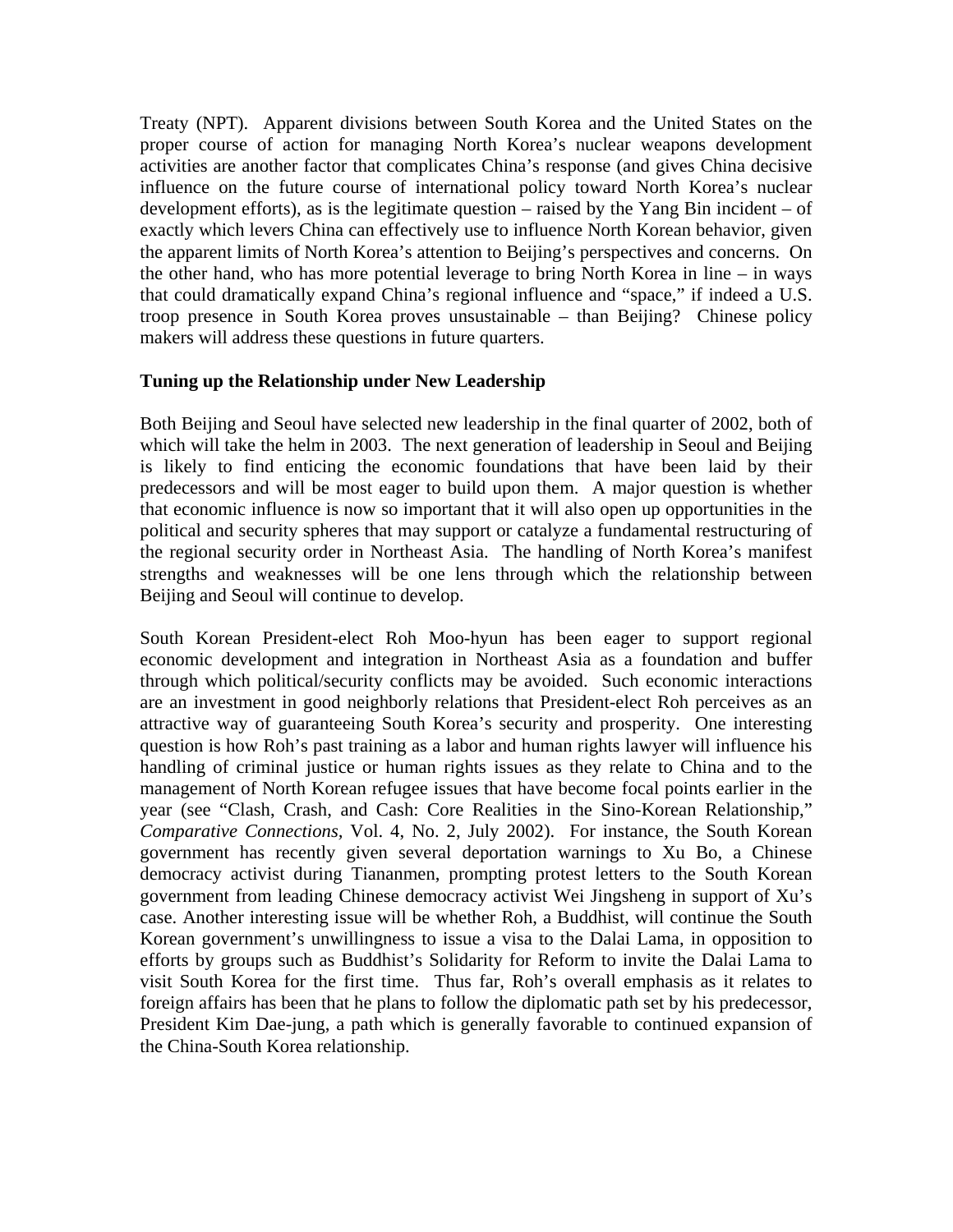Treaty (NPT). Apparent divisions between South Korea and the United States on the proper course of action for managing North Korea's nuclear weapons development activities are another factor that complicates China's response (and gives China decisive influence on the future course of international policy toward North Korea's nuclear development efforts), as is the legitimate question – raised by the Yang Bin incident – of exactly which levers China can effectively use to influence North Korean behavior, given the apparent limits of North Korea's attention to Beijing's perspectives and concerns. On the other hand, who has more potential leverage to bring North Korea in line – in ways that could dramatically expand China's regional influence and "space," if indeed a U.S. troop presence in South Korea proves unsustainable – than Beijing? Chinese policy makers will address these questions in future quarters.

**Tuning up the Relationship under New Leadership**

Both Beijing and Seoul have selected new leadership in the final quarter of 2002, both of which will take the helm in 2003. The next generation of leadership in Seoul and Beijing is likely to find enticing the economic foundations that have been laid by their predecessors and will be most eager to build upon them. A major question is whether that economic influence is now so important that it will also open up opportunities in the political and security spheres that may support or catalyze a fundamental restructuring of the regional security order in Northeast Asia. The handling of North Korea's manifest strengths and weaknesses will be one lens through which the relationship between Beijing and Seoul will continue to develop.

South Korean President-elect Roh Moo-hyun has been eager to support regional economic development and integration in Northeast Asia as a foundation and buffer through which political/security conflicts may be avoided. Such economic interactions are an investment in good neighborly relations that President-elect Roh perceives as an attractive way of guaranteeing South Korea's security and prosperity. One interesting question is how Roh's past training as a labor and human rights lawyer will influence his handling of criminal justice or human rights issues as they relate to China and to the management of North Korean refugee issues that have become focal points earlier in the year (see "Clash, Crash, and Cash: Core Realities in the Sino-Korean Relationship," *Comparative Connections,* Vol. 4, No. 2, July 2002). For instance, the South Korean government has recently given several deportation warnings to Xu Bo, a Chinese democracy activist during Tiananmen, prompting protest letters to the South Korean government from leading Chinese democracy activist Wei Jingsheng in support of Xu's case. Another interesting issue will be whether Roh, a Buddhist, will continue the South Korean government's unwillingness to issue a visa to the Dalai Lama, in opposition to efforts by groups such as Buddhist's Solidarity for Reform to invite the Dalai Lama to visit South Korea for the first time. Thus far, Roh's overall emphasis as it relates to foreign affairs has been that he plans to follow the diplomatic path set by his predecessor, President Kim Dae-jung, a path which is generally favorable to continued expansion of the China-South Korea relationship.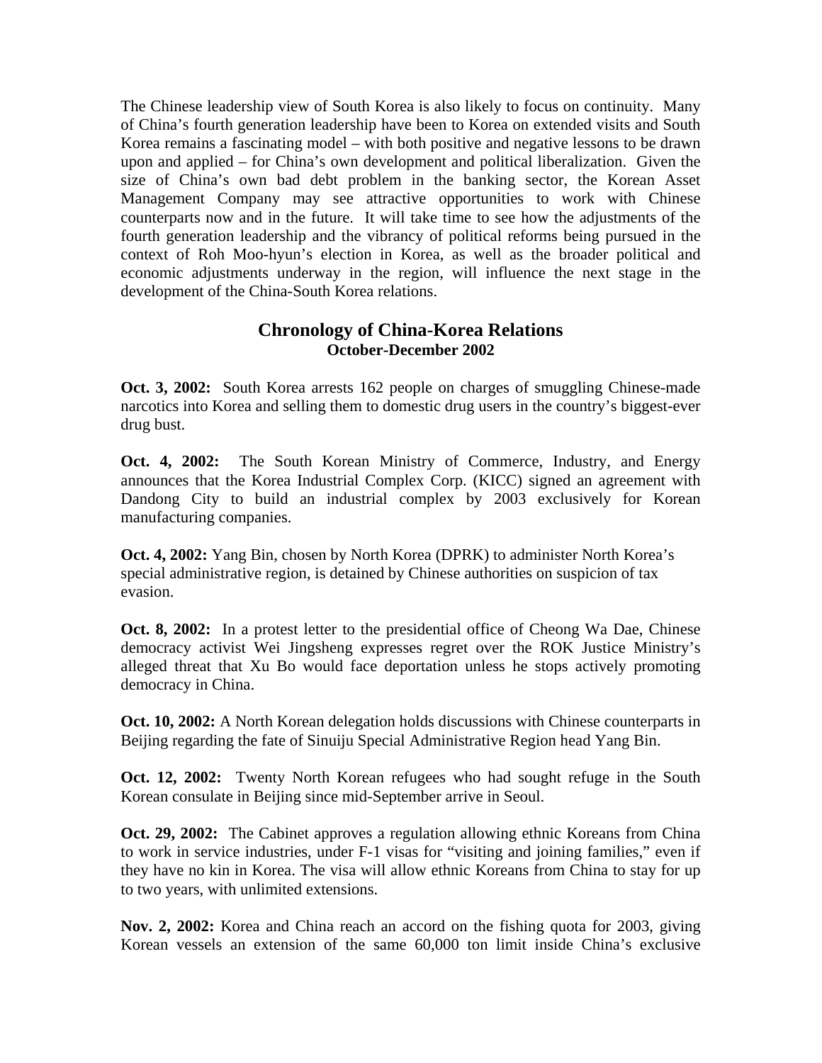The Chinese leadership view of South Korea is also likely to focus on continuity. Many of China's fourth generation leadership have been to Korea on extended visits and South Korea remains a fascinating model – with both positive and negative lessons to be drawn upon and applied – for China's own development and political liberalization. Given the size of China's own bad debt problem in the banking sector, the Korean Asset Management Company may see attractive opportunities to work with Chinese counterparts now and in the future. It will take time to see how the adjustments of the fourth generation leadership and the vibrancy of political reforms being pursued in the context of Roh Moo-hyun's election in Korea, as well as the broader political and economic adjustments underway in the region, will influence the next stage in the development of the China-South Korea relations.

## Chronology of China-Korea Relations
### October-December 2002

**Oct. 3, 2002:** South Korea arrests 162 people on charges of smuggling Chinese-made narcotics into Korea and selling them to domestic drug users in the country's biggest-ever drug bust.

**Oct. 4, 2002:** The South Korean Ministry of Commerce, Industry, and Energy announces that the Korea Industrial Complex Corp. (KICC) signed an agreement with Dandong City to build an industrial complex by 2003 exclusively for Korean manufacturing companies.

**Oct. 4, 2002:** Yang Bin, chosen by North Korea (DPRK) to administer North Korea's special administrative region, is detained by Chinese authorities on suspicion of tax evasion.

**Oct. 8, 2002:** In a protest letter to the presidential office of Cheong Wa Dae, Chinese democracy activist Wei Jingsheng expresses regret over the ROK Justice Ministry's alleged threat that Xu Bo would face deportation unless he stops actively promoting democracy in China.

**Oct. 10, 2002:** A North Korean delegation holds discussions with Chinese counterparts in Beijing regarding the fate of Sinuiju Special Administrative Region head Yang Bin.

**Oct. 12, 2002:** Twenty North Korean refugees who had sought refuge in the South Korean consulate in Beijing since mid-September arrive in Seoul.

**Oct. 29, 2002:** The Cabinet approves a regulation allowing ethnic Koreans from China to work in service industries, under F-1 visas for "visiting and joining families," even if they have no kin in Korea. The visa will allow ethnic Koreans from China to stay for up to two years, with unlimited extensions.

**Nov. 2, 2002:** Korea and China reach an accord on the fishing quota for 2003, giving Korean vessels an extension of the same 60,000 ton limit inside China's exclusive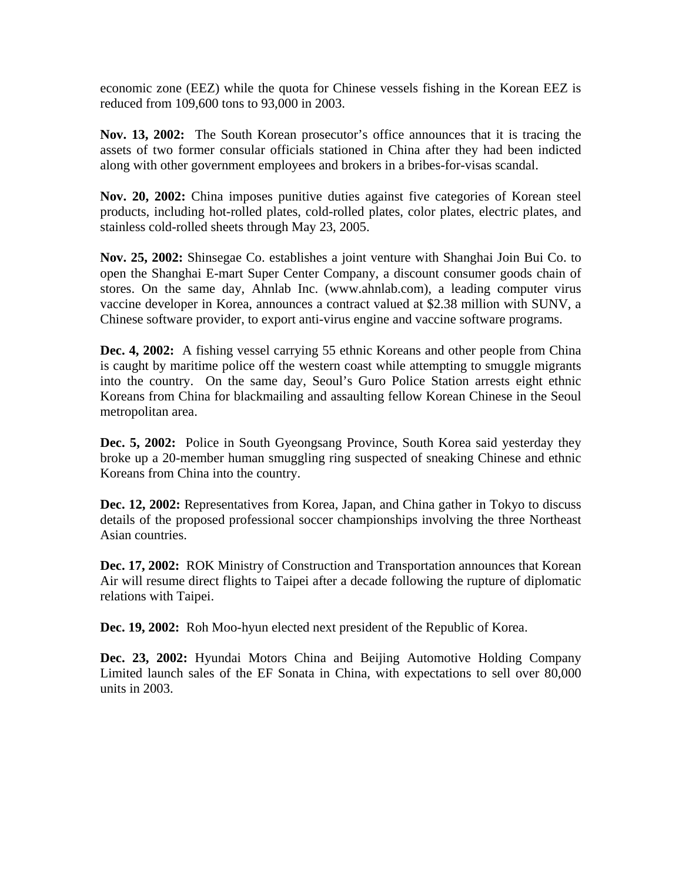economic zone (EEZ) while the quota for Chinese vessels fishing in the Korean EEZ is reduced from 109,600 tons to 93,000 in 2003.

**Nov. 13, 2002:** The South Korean prosecutor's office announces that it is tracing the assets of two former consular officials stationed in China after they had been indicted along with other government employees and brokers in a bribes-for-visas scandal.

**Nov. 20, 2002:** China imposes punitive duties against five categories of Korean steel products, including hot-rolled plates, cold-rolled plates, color plates, electric plates, and stainless cold-rolled sheets through May 23, 2005.

**Nov. 25, 2002:** Shinsegae Co. establishes a joint venture with Shanghai Join Bui Co. to open the Shanghai E-mart Super Center Company, a discount consumer goods chain of stores. On the same day, Ahnlab Inc. (www.ahnlab.com), a leading computer virus vaccine developer in Korea, announces a contract valued at $2.38 million with SUNV, a Chinese software provider, to export anti-virus engine and vaccine software programs.

**Dec. 4, 2002:** A fishing vessel carrying 55 ethnic Koreans and other people from China is caught by maritime police off the western coast while attempting to smuggle migrants into the country. On the same day, Seoul's Guro Police Station arrests eight ethnic Koreans from China for blackmailing and assaulting fellow Korean Chinese in the Seoul metropolitan area.

**Dec. 5, 2002:** Police in South Gyeongsang Province, South Korea said yesterday they broke up a 20-member human smuggling ring suspected of sneaking Chinese and ethnic Koreans from China into the country.

**Dec. 12, 2002:** Representatives from Korea, Japan, and China gather in Tokyo to discuss details of the proposed professional soccer championships involving the three Northeast Asian countries.

**Dec. 17, 2002:** ROK Ministry of Construction and Transportation announces that Korean Air will resume direct flights to Taipei after a decade following the rupture of diplomatic relations with Taipei.

**Dec. 19, 2002:** Roh Moo-hyun elected next president of the Republic of Korea.

**Dec. 23, 2002:** Hyundai Motors China and Beijing Automotive Holding Company Limited launch sales of the EF Sonata in China, with expectations to sell over 80,000 units in 2003.